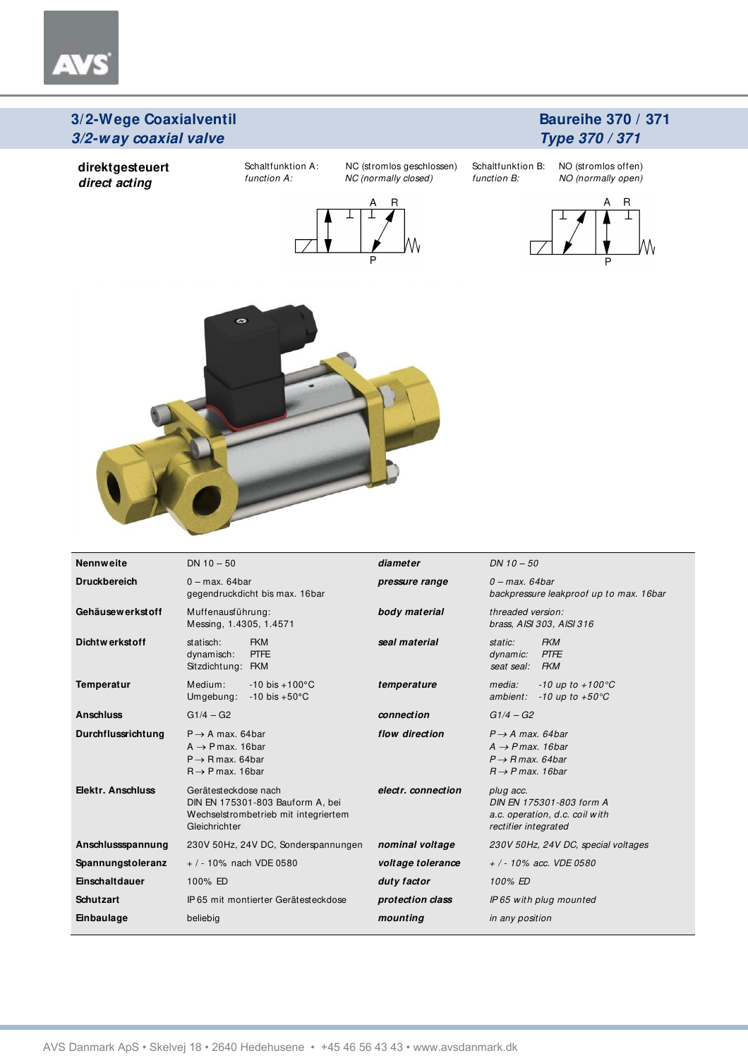## 3/2-Wege Coaxialventil
## *3/2-way coaxial valve*

## Baureihe 370 / 371
## *Type 370 / 371*

**direktgesteuert**
***direct acting***

Schaltfunktion A: NC (stromlos geschlossen)
*function A: NC (normally closed)*

Schaltfunktion B: NO (stromlos offen)
*function B: NO (normally open)*

| | | | |
|---|---|---|---|
| **Nennweite** | DN 10 – 50 | ***diameter*** | *DN 10 – 50* |
| **Druckbereich** | 0 – max. 64bar<br>gegendruckdicht bis max. 16bar | ***pressure range*** | *0 – max. 64bar*<br>*backpressure leakproof up to max. 16bar* |
| **Gehäusewerkstoff** | Muffenausführung:<br>Messing, 1.4305, 1.4571 | ***body material*** | *threaded version:*<br>*brass, AISI 303, AISI 316* |
| **Dichtwerkstoff** | statisch: FKM<br>dynamisch: PTFE<br>Sitzdichtung: FKM | ***seal material*** | *static: FKM*<br>*dynamic: PTFE*<br>*seat seal: FKM* |
| **Temperatur** | Medium: -10 bis +100°C<br>Umgebung: -10 bis +50°C | ***temperature*** | *media: -10 up to +100°C*<br>*ambient: -10 up to +50°C* |
| **Anschluss** | G1/4 – G2 | ***connection*** | *G1/4 – G2* |
| **Durchflussrichtung** | P → A max. 64bar<br>A → P max. 16bar<br>P → R max. 64bar<br>R → P max. 16bar | ***flow direction*** | *P → A max. 64bar*<br>*A → P max. 16bar*<br>*P → R max. 64bar*<br>*R → P max. 16bar* |
| **Elektr. Anschluss** | Gerätesteckdose nach<br>DIN EN 175301-803 Bauform A, bei<br>Wechselstrombetrieb mit integriertem<br>Gleichrichter | ***electr. connection*** | *plug acc.*<br>*DIN EN 175301-803 form A*<br>*a.c. operation, d.c. coil with*<br>*rectifier integrated* |
| **Anschlussspannung** | 230V 50Hz, 24V DC, Sonderspannungen | ***nominal voltage*** | *230V 50Hz, 24V DC, special voltages* |
| **Spannungstoleranz** | + / - 10% nach VDE 0580 | ***voltage tolerance*** | *+ / - 10% acc. VDE 0580* |
| **Einschaltdauer** | 100% ED | ***duty factor*** | *100% ED* |
| **Schutzart** | IP65 mit montierter Gerätesteckdose | ***protection class*** | *IP65 with plug mounted* |
| **Einbaulage** | beliebig | ***mounting*** | *in any position* |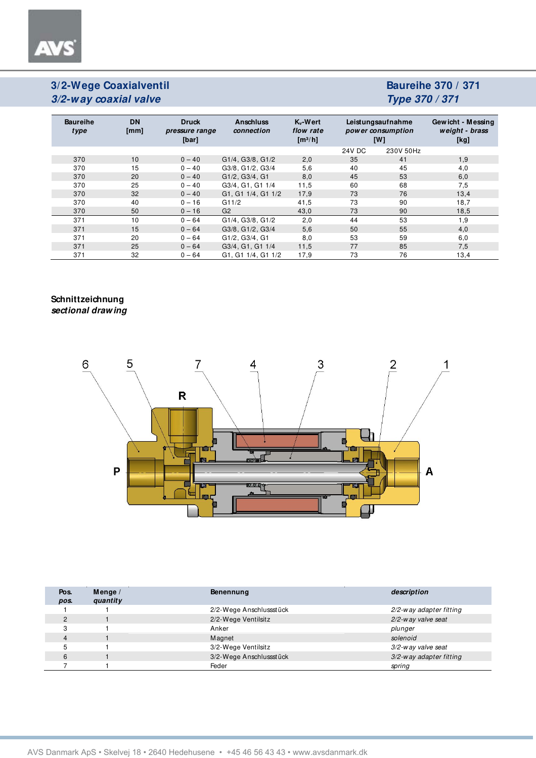## 3/2-Wege Coaxialventil
## *3/2-way coaxial valve*

## Baureihe 370 / 371
## *Type 370 / 371*

| Baureihe *type* | DN [mm] | Druck *pressure range* [bar] | Anschluss *connection* | $K_v$-Wert *flow rate* [m³/h] | Leistungsaufnahme *power consumption* [W] | | Gewicht - Messing *weight - brass* [kg] |
|---|---|---|---|---|---|---|---|
| | | | | | 24V DC | 230V 50Hz | |
| 370 | 10 | 0 – 40 | G1/4, G3/8, G1/2 | 2,0 | 35 | 41 | 1,9 |
| 370 | 15 | 0 – 40 | G3/8, G1/2, G3/4 | 5,6 | 40 | 45 | 4,0 |
| 370 | 20 | 0 – 40 | G1/2, G3/4, G1 | 8,0 | 45 | 53 | 6,0 |
| 370 | 25 | 0 – 40 | G3/4, G1, G1 1/4 | 11,5 | 60 | 68 | 7,5 |
| 370 | 32 | 0 – 40 | G1, G1 1/4, G1 1/2 | 17,9 | 73 | 76 | 13,4 |
| 370 | 40 | 0 – 16 | G11/2 | 41,5 | 73 | 90 | 18,7 |
| 370 | 50 | 0 – 16 | G2 | 43,0 | 73 | 90 | 18,5 |
| 371 | 10 | 0 – 64 | G1/4, G3/8, G1/2 | 2,0 | 44 | 53 | 1,9 |
| 371 | 15 | 0 – 64 | G3/8, G1/2, G3/4 | 5,6 | 50 | 55 | 4,0 |
| 371 | 20 | 0 – 64 | G1/2, G3/4, G1 | 8,0 | 53 | 59 | 6,0 |
| 371 | 25 | 0 – 64 | G3/4, G1, G1 1/4 | 11,5 | 77 | 85 | 7,5 |
| 371 | 32 | 0 – 64 | G1, G1 1/4, G1 1/2 | 17,9 | 73 | 76 | 13,4 |

**Schnittzeichnung**
***sectional drawing***

| Pos. *pos.* | Menge / *quantity* | Benennung | *description* |
|---|---|---|---|
| 1 | 1 | 2/2-Wege Anschlussstück | *2/2-way adapter fitting* |
| 2 | 1 | 2/2-Wege Ventilsitz | *2/2-way valve seat* |
| 3 | 1 | Anker | *plunger* |
| 4 | 1 | Magnet | *solenoid* |
| 5 | 1 | 3/2-Wege Ventilsitz | *3/2-way valve seat* |
| 6 | 1 | 3/2-Wege Anschlussstück | *3/2-way adapter fitting* |
| 7 | 1 | Feder | *spring* |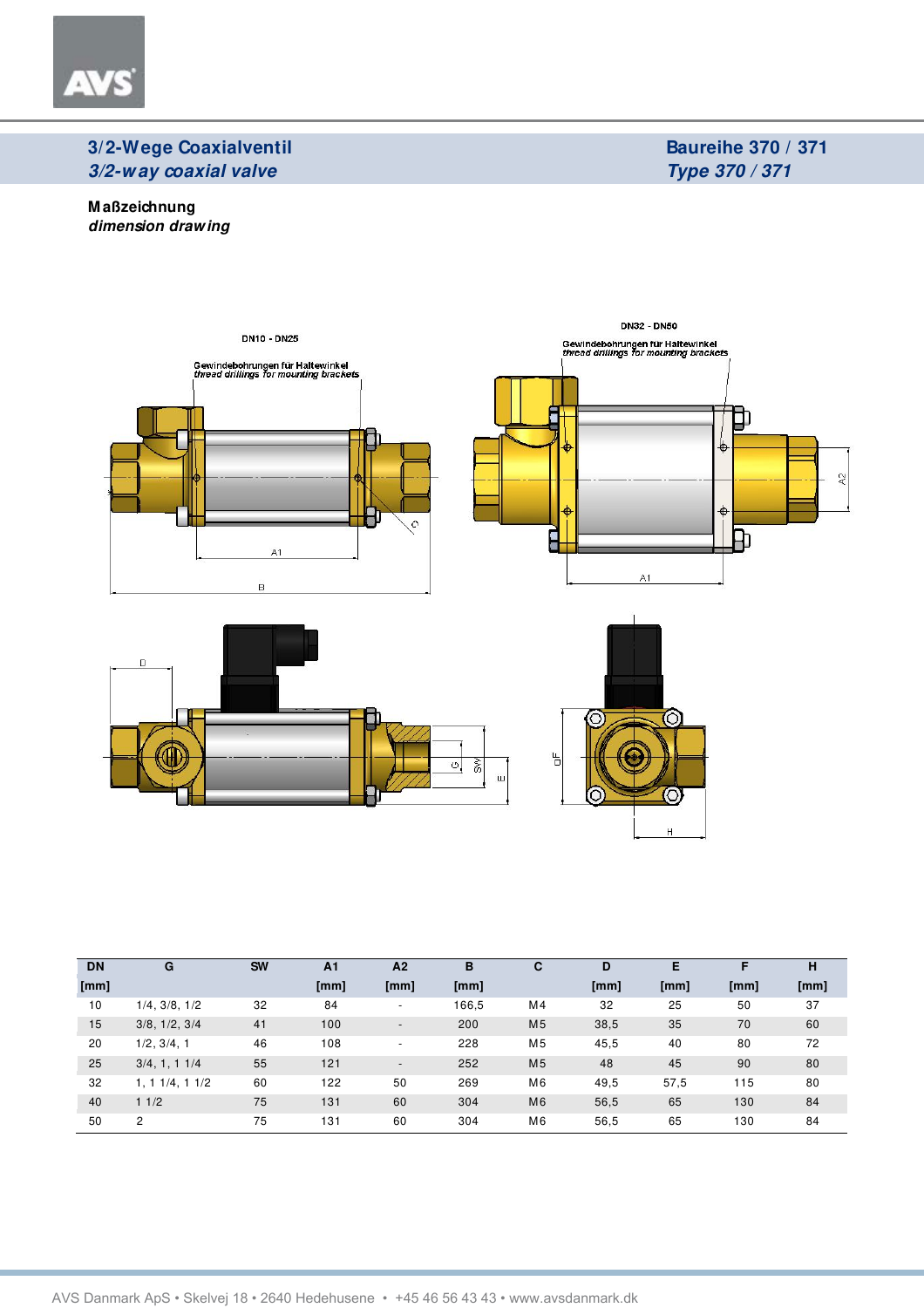## 3/2-Wege Coaxialventil
## *3/2-way coaxial valve*

**Baureihe 370 / 371**
***Type 370 / 371***

**Maßzeichnung**
*dimension drawing*

| DN [mm] | G | SW | A1 [mm] | A2 [mm] | B [mm] | C | D [mm] | E [mm] | F [mm] | H [mm] |
|---|---|---|---|---|---|---|---|---|---|---|
| 10 | 1/4, 3/8, 1/2 | 32 | 84 | - | 166,5 | M4 | 32 | 25 | 50 | 37 |
| 15 | 3/8, 1/2, 3/4 | 41 | 100 | - | 200 | M5 | 38,5 | 35 | 70 | 60 |
| 20 | 1/2, 3/4, 1 | 46 | 108 | - | 228 | M5 | 45,5 | 40 | 80 | 72 |
| 25 | 3/4, 1, 1 1/4 | 55 | 121 | - | 252 | M5 | 48 | 45 | 90 | 80 |
| 32 | 1, 1 1/4, 1 1/2 | 60 | 122 | 50 | 269 | M6 | 49,5 | 57,5 | 115 | 80 |
| 40 | 1 1/2 | 75 | 131 | 60 | 304 | M6 | 56,5 | 65 | 130 | 84 |
| 50 | 2 | 75 | 131 | 60 | 304 | M6 | 56,5 | 65 | 130 | 84 |

AVS Danmark ApS • Skelvej 18 • 2640 Hedehusene • +45 46 56 43 43 • www.avsdanmark.dk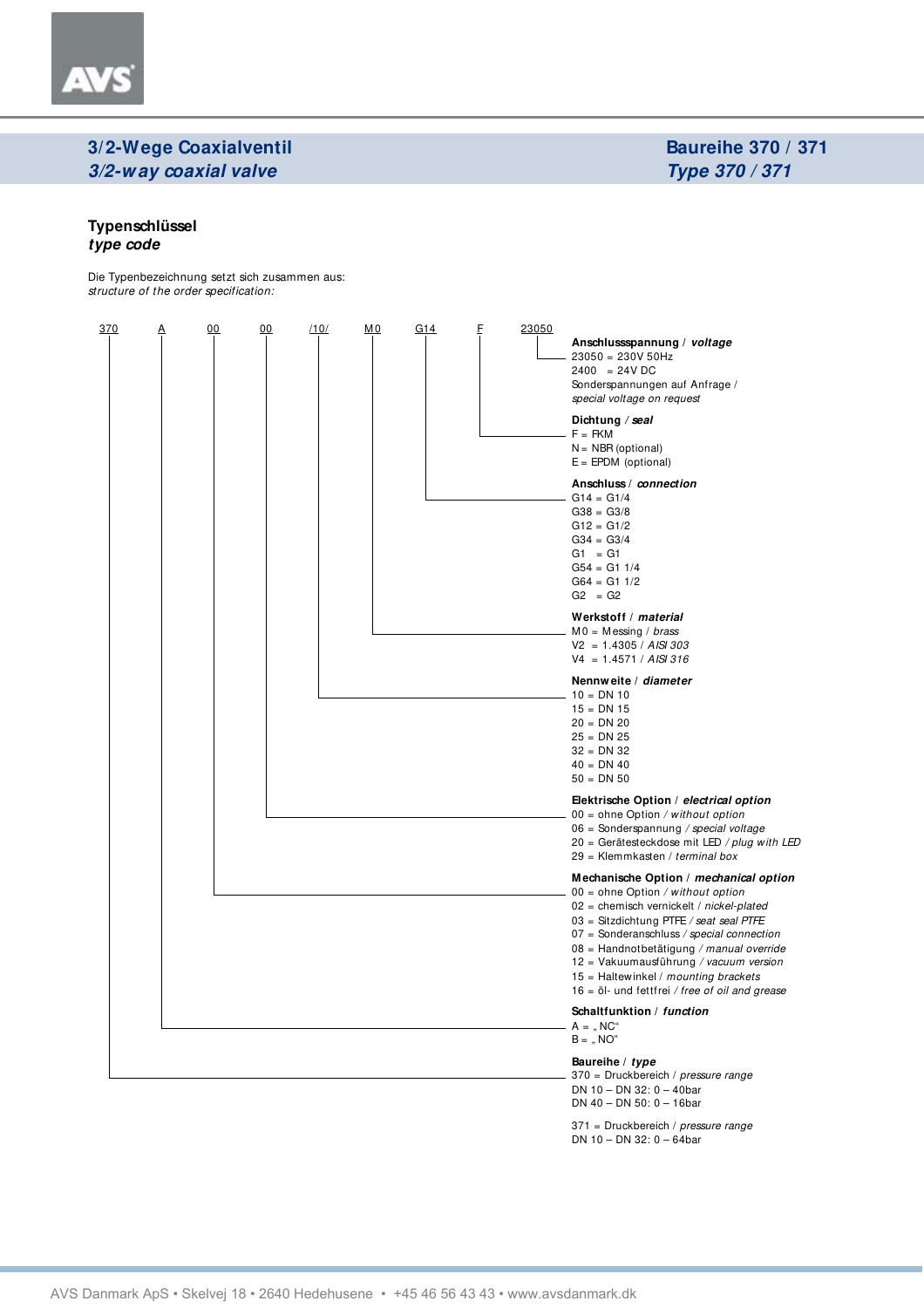## 3/2-Wege Coaxialventil
## *3/2-way coaxial valve*

## Baureihe 370 / 371
## *Type 370 / 371*

### Typenschlüssel
### *type code*

Die Typenbezeichnung setzt sich zusammen aus:
*structure of the order specification:*

370 A 00 00 /10/ M0 G14 F 23050

**Anschlussspannung / *voltage***
23050 = 230V 50Hz
2400 = 24V DC
Sonderspannungen auf Anfrage / *special voltage on request*

**Dichtung / *seal***
F = FKM
N = NBR (optional)
E = EPDM (optional)

**Anschluss / *connection***
G14 = G1/4
G38 = G3/8
G12 = G1/2
G34 = G3/4
G1 = G1
G54 = G1 1/4
G64 = G1 1/2
G2 = G2

**Werkstoff / *material***
M0 = Messing / *brass*
V2 = 1.4305 / *AISI 303*
V4 = 1.4571 / *AISI 316*

**Nennweite / *diameter***
10 = DN 10
15 = DN 15
20 = DN 20
25 = DN 25
32 = DN 32
40 = DN 40
50 = DN 50

**Elektrische Option / *electrical option***
00 = ohne Option / *without option*
06 = Sonderspannung / *special voltage*
20 = Gerätesteckdose mit LED / *plug with LED*
29 = Klemmkasten / *terminal box*

**Mechanische Option / *mechanical option***
00 = ohne Option / *without option*
02 = chemisch vernickelt / *nickel-plated*
03 = Sitzdichtung PTFE / *seat seal PTFE*
07 = Sonderanschluss / *special connection*
08 = Handnotbetätigung / *manual override*
12 = Vakuumausführung / *vacuum version*
15 = Haltewinkel / *mounting brackets*
16 = öl- und fettfrei / *free of oil and grease*

**Schaltfunktion / *function***
A = „NC"
B = „NO"

**Baureihe / *type***
370 = Druckbereich / *pressure range*
DN 10 – DN 32: 0 – 40bar
DN 40 – DN 50: 0 – 16bar

371 = Druckbereich / *pressure range*
DN 10 – DN 32: 0 – 64bar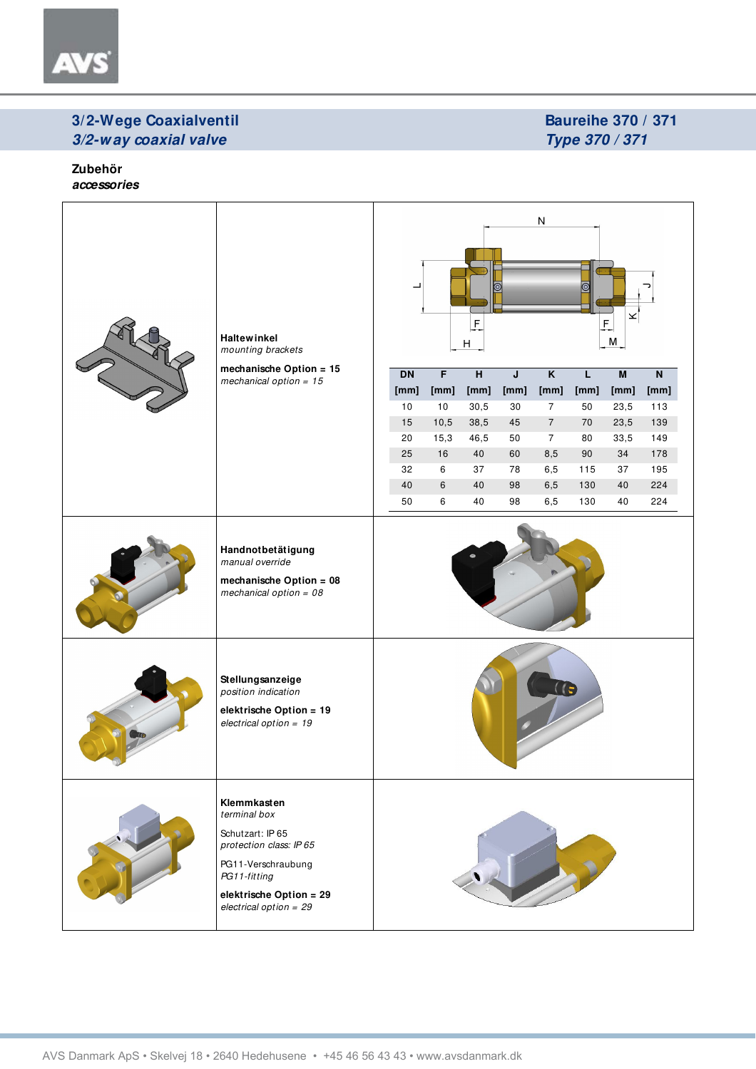## 3/2-Wege Coaxialventil
## *3/2-way coaxial valve*

**Baureihe 370 / 371**
***Type 370 / 371***

**Zubehör**
***accessories***

**Haltewinkel**
*mounting brackets*

**mechanische Option = 15**
*mechanical option = 15*

| DN | F | H | J | K | L | M | N |
|---|---|---|---|---|---|---|---|
| [mm] | [mm] | [mm] | [mm] | [mm] | [mm] | [mm] | [mm] |
| 10 | 10 | 30,5 | 30 | 7 | 50 | 23,5 | 113 |
| 15 | 10,5 | 38,5 | 45 | 7 | 70 | 23,5 | 139 |
| 20 | 15,3 | 46,5 | 50 | 7 | 80 | 33,5 | 149 |
| 25 | 16 | 40 | 60 | 8,5 | 90 | 34 | 178 |
| 32 | 6 | 37 | 78 | 6,5 | 115 | 37 | 195 |
| 40 | 6 | 40 | 98 | 6,5 | 130 | 40 | 224 |
| 50 | 6 | 40 | 98 | 6,5 | 130 | 40 | 224 |

**Handnotbetätigung**
*manual override*

**mechanische Option = 08**
*mechanical option = 08*

**Stellungsanzeige**
*position indication*

**elektrische Option = 19**
*electrical option = 19*

**Klemmkasten**
*terminal box*

Schutzart: IP 65
*protection class: IP 65*

PG11-Verschraubung
*PG11-fitting*

**elektrische Option = 29**
*electrical option = 29*

AVS Danmark ApS • Skelvej 18 • 2640 Hedehusene • +45 46 56 43 43 • www.avsdanmark.dk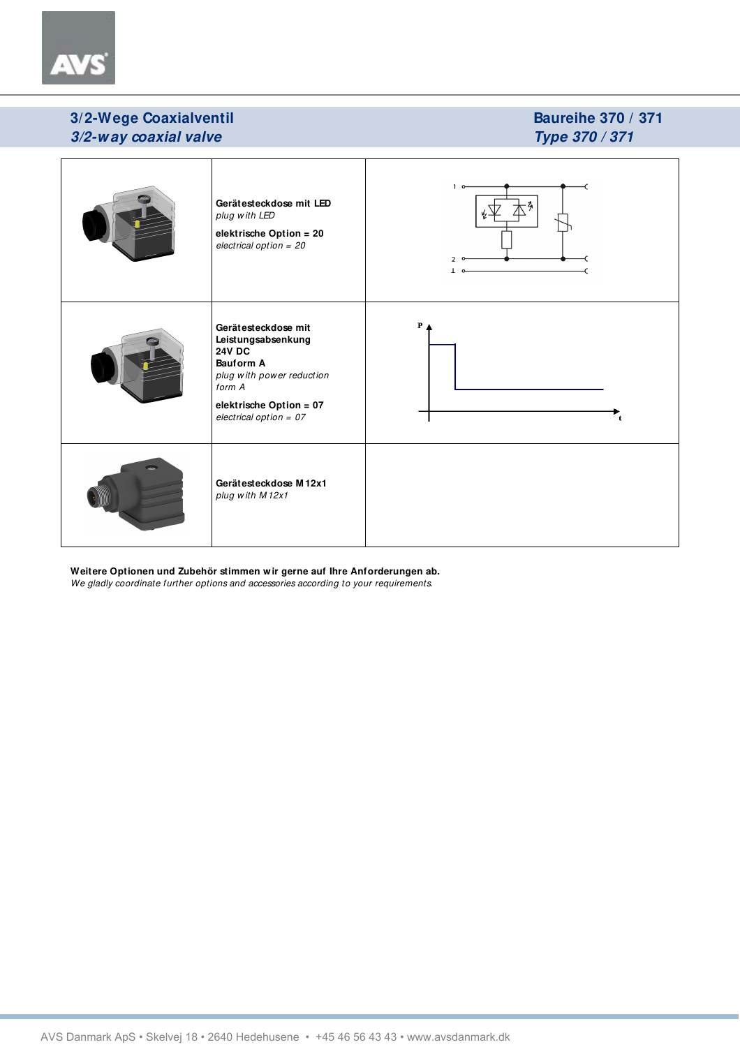# 3/2-Wege Coaxialventil
## *3/2-way coaxial valve*

**Baureihe 370 / 371**
***Type 370 / 371***

| | | |
|---|---|---|
| | **Gerätesteckdose mit LED**<br>*plug with LED*<br>**elektrische Option = 20**<br>*electrical option = 20* | 1<br>2<br>⊥ |
| | **Gerätesteckdose mit Leistungsabsenkung 24V DC Bauform A**<br>*plug with power reduction form A*<br>**elektrische Option = 07**<br>*electrical option = 07* | P<br>t |
| | **Gerätesteckdose M12x1**<br>*plug with M12x1* | |

**Weitere Optionen und Zubehör stimmen wir gerne auf Ihre Anforderungen ab.**
*We gladly coordinate further options and accessories according to your requirements.*